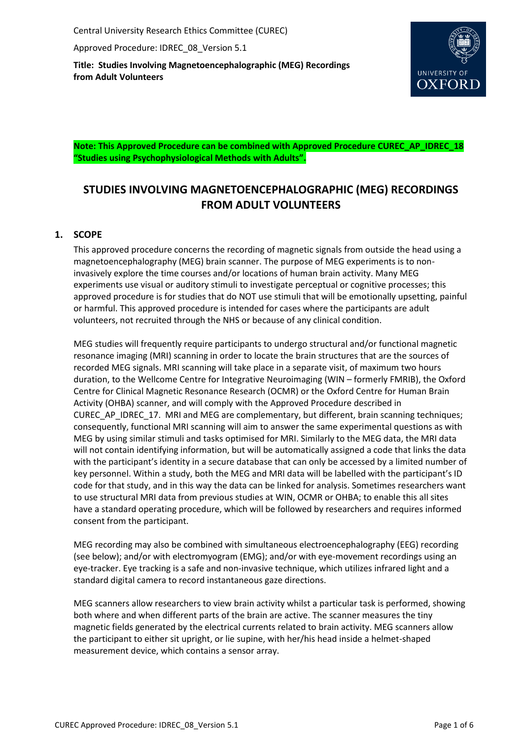Central University Research Ethics Committee (CUREC)

Approved Procedure: IDREC_08_Version 5.1

**Title: Studies Involving Magnetoencephalographic (MEG) Recordings from Adult Volunteers**

**Note: This Approved Procedure can be combined with Approved Procedure CUREC_AP_IDREC_18 "Studies using Psychophysiological Methods with Adults".**

# STUDIES INVOLVING MAGNETOENCEPHALOGRAPHIC (MEG) RECORDINGS FROM ADULT VOLUNTEERS

## 1. SCOPE

This approved procedure concerns the recording of magnetic signals from outside the head using a magnetoencephalography (MEG) brain scanner. The purpose of MEG experiments is to non-invasively explore the time courses and/or locations of human brain activity. Many MEG experiments use visual or auditory stimuli to investigate perceptual or cognitive processes; this approved procedure is for studies that do NOT use stimuli that will be emotionally upsetting, painful or harmful. This approved procedure is intended for cases where the participants are adult volunteers, not recruited through the NHS or because of any clinical condition.

MEG studies will frequently require participants to undergo structural and/or functional magnetic resonance imaging (MRI) scanning in order to locate the brain structures that are the sources of recorded MEG signals. MRI scanning will take place in a separate visit, of maximum two hours duration, to the Wellcome Centre for Integrative Neuroimaging (WIN – formerly FMRIB), the Oxford Centre for Clinical Magnetic Resonance Research (OCMR) or the Oxford Centre for Human Brain Activity (OHBA) scanner, and will comply with the Approved Procedure described in CUREC_AP_IDREC_17. MRI and MEG are complementary, but different, brain scanning techniques; consequently, functional MRI scanning will aim to answer the same experimental questions as with MEG by using similar stimuli and tasks optimised for MRI. Similarly to the MEG data, the MRI data will not contain identifying information, but will be automatically assigned a code that links the data with the participant's identity in a secure database that can only be accessed by a limited number of key personnel. Within a study, both the MEG and MRI data will be labelled with the participant's ID code for that study, and in this way the data can be linked for analysis. Sometimes researchers want to use structural MRI data from previous studies at WIN, OCMR or OHBA; to enable this all sites have a standard operating procedure, which will be followed by researchers and requires informed consent from the participant.

MEG recording may also be combined with simultaneous electroencephalography (EEG) recording (see below); and/or with electromyogram (EMG); and/or with eye-movement recordings using an eye-tracker. Eye tracking is a safe and non-invasive technique, which utilizes infrared light and a standard digital camera to record instantaneous gaze directions.

MEG scanners allow researchers to view brain activity whilst a particular task is performed, showing both where and when different parts of the brain are active. The scanner measures the tiny magnetic fields generated by the electrical currents related to brain activity. MEG scanners allow the participant to either sit upright, or lie supine, with her/his head inside a helmet-shaped measurement device, which contains a sensor array.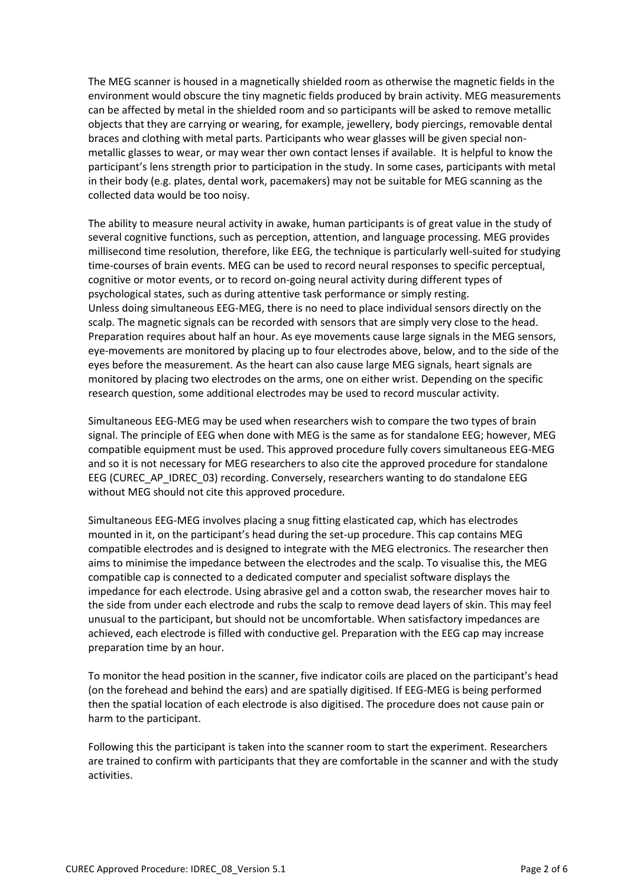The MEG scanner is housed in a magnetically shielded room as otherwise the magnetic fields in the environment would obscure the tiny magnetic fields produced by brain activity. MEG measurements can be affected by metal in the shielded room and so participants will be asked to remove metallic objects that they are carrying or wearing, for example, jewellery, body piercings, removable dental braces and clothing with metal parts. Participants who wear glasses will be given special non-metallic glasses to wear, or may wear ther own contact lenses if available. It is helpful to know the participant's lens strength prior to participation in the study. In some cases, participants with metal in their body (e.g. plates, dental work, pacemakers) may not be suitable for MEG scanning as the collected data would be too noisy.

The ability to measure neural activity in awake, human participants is of great value in the study of several cognitive functions, such as perception, attention, and language processing. MEG provides millisecond time resolution, therefore, like EEG, the technique is particularly well-suited for studying time-courses of brain events. MEG can be used to record neural responses to specific perceptual, cognitive or motor events, or to record on-going neural activity during different types of psychological states, such as during attentive task performance or simply resting.
Unless doing simultaneous EEG-MEG, there is no need to place individual sensors directly on the scalp. The magnetic signals can be recorded with sensors that are simply very close to the head. Preparation requires about half an hour. As eye movements cause large signals in the MEG sensors, eye-movements are monitored by placing up to four electrodes above, below, and to the side of the eyes before the measurement. As the heart can also cause large MEG signals, heart signals are monitored by placing two electrodes on the arms, one on either wrist. Depending on the specific research question, some additional electrodes may be used to record muscular activity.

Simultaneous EEG-MEG may be used when researchers wish to compare the two types of brain signal. The principle of EEG when done with MEG is the same as for standalone EEG; however, MEG compatible equipment must be used. This approved procedure fully covers simultaneous EEG-MEG and so it is not necessary for MEG researchers to also cite the approved procedure for standalone EEG (CUREC_AP_IDREC_03) recording. Conversely, researchers wanting to do standalone EEG without MEG should not cite this approved procedure.

Simultaneous EEG-MEG involves placing a snug fitting elasticated cap, which has electrodes mounted in it, on the participant's head during the set-up procedure. This cap contains MEG compatible electrodes and is designed to integrate with the MEG electronics. The researcher then aims to minimise the impedance between the electrodes and the scalp. To visualise this, the MEG compatible cap is connected to a dedicated computer and specialist software displays the impedance for each electrode. Using abrasive gel and a cotton swab, the researcher moves hair to the side from under each electrode and rubs the scalp to remove dead layers of skin. This may feel unusual to the participant, but should not be uncomfortable. When satisfactory impedances are achieved, each electrode is filled with conductive gel. Preparation with the EEG cap may increase preparation time by an hour.

To monitor the head position in the scanner, five indicator coils are placed on the participant's head (on the forehead and behind the ears) and are spatially digitised. If EEG-MEG is being performed then the spatial location of each electrode is also digitised. The procedure does not cause pain or harm to the participant.

Following this the participant is taken into the scanner room to start the experiment. Researchers are trained to confirm with participants that they are comfortable in the scanner and with the study activities.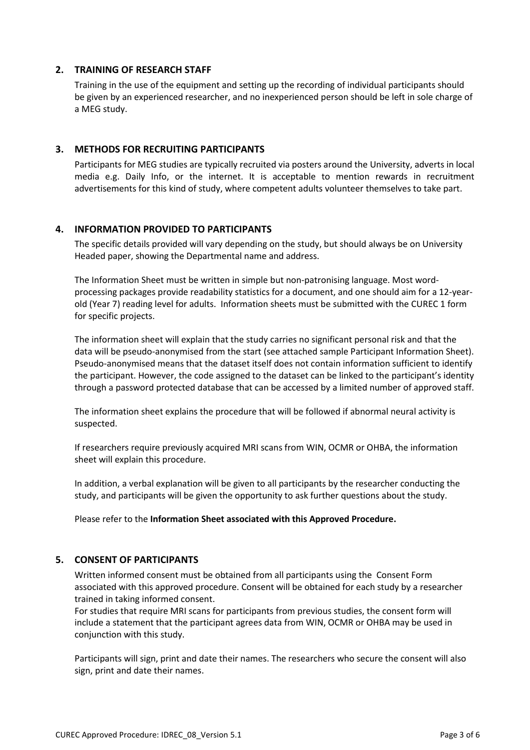## 2. TRAINING OF RESEARCH STAFF

Training in the use of the equipment and setting up the recording of individual participants should be given by an experienced researcher, and no inexperienced person should be left in sole charge of a MEG study.

## 3. METHODS FOR RECRUITING PARTICIPANTS

Participants for MEG studies are typically recruited via posters around the University, adverts in local media e.g. Daily Info, or the internet. It is acceptable to mention rewards in recruitment advertisements for this kind of study, where competent adults volunteer themselves to take part.

## 4. INFORMATION PROVIDED TO PARTICIPANTS

The specific details provided will vary depending on the study, but should always be on University Headed paper, showing the Departmental name and address.

The Information Sheet must be written in simple but non-patronising language. Most word-processing packages provide readability statistics for a document, and one should aim for a 12-year-old (Year 7) reading level for adults. Information sheets must be submitted with the CUREC 1 form for specific projects.

The information sheet will explain that the study carries no significant personal risk and that the data will be pseudo-anonymised from the start (see attached sample Participant Information Sheet). Pseudo-anonymised means that the dataset itself does not contain information sufficient to identify the participant. However, the code assigned to the dataset can be linked to the participant's identity through a password protected database that can be accessed by a limited number of approved staff.

The information sheet explains the procedure that will be followed if abnormal neural activity is suspected.

If researchers require previously acquired MRI scans from WIN, OCMR or OHBA, the information sheet will explain this procedure.

In addition, a verbal explanation will be given to all participants by the researcher conducting the study, and participants will be given the opportunity to ask further questions about the study.

Please refer to the **Information Sheet associated with this Approved Procedure.**

## 5. CONSENT OF PARTICIPANTS

Written informed consent must be obtained from all participants using the Consent Form associated with this approved procedure. Consent will be obtained for each study by a researcher trained in taking informed consent.
For studies that require MRI scans for participants from previous studies, the consent form will include a statement that the participant agrees data from WIN, OCMR or OHBA may be used in conjunction with this study.

Participants will sign, print and date their names. The researchers who secure the consent will also sign, print and date their names.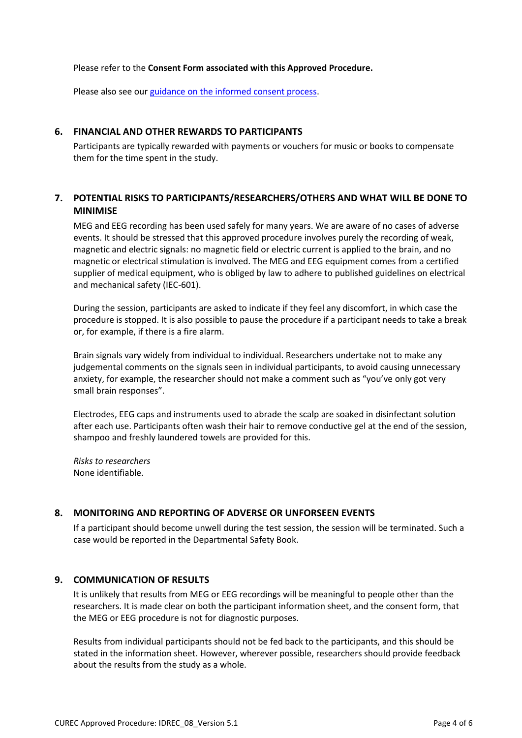Please refer to the **Consent Form associated with this Approved Procedure.**

Please also see our guidance on the informed consent process.

## 6. FINANCIAL AND OTHER REWARDS TO PARTICIPANTS

Participants are typically rewarded with payments or vouchers for music or books to compensate them for the time spent in the study.

## 7. POTENTIAL RISKS TO PARTICIPANTS/RESEARCHERS/OTHERS AND WHAT WILL BE DONE TO MINIMISE

MEG and EEG recording has been used safely for many years. We are aware of no cases of adverse events. It should be stressed that this approved procedure involves purely the recording of weak, magnetic and electric signals: no magnetic field or electric current is applied to the brain, and no magnetic or electrical stimulation is involved. The MEG and EEG equipment comes from a certified supplier of medical equipment, who is obliged by law to adhere to published guidelines on electrical and mechanical safety (IEC-601).

During the session, participants are asked to indicate if they feel any discomfort, in which case the procedure is stopped. It is also possible to pause the procedure if a participant needs to take a break or, for example, if there is a fire alarm.

Brain signals vary widely from individual to individual. Researchers undertake not to make any judgemental comments on the signals seen in individual participants, to avoid causing unnecessary anxiety, for example, the researcher should not make a comment such as "you've only got very small brain responses".

Electrodes, EEG caps and instruments used to abrade the scalp are soaked in disinfectant solution after each use. Participants often wash their hair to remove conductive gel at the end of the session, shampoo and freshly laundered towels are provided for this.

*Risks to researchers*
None identifiable.

## 8. MONITORING AND REPORTING OF ADVERSE OR UNFORSEEN EVENTS

If a participant should become unwell during the test session, the session will be terminated. Such a case would be reported in the Departmental Safety Book.

## 9. COMMUNICATION OF RESULTS

It is unlikely that results from MEG or EEG recordings will be meaningful to people other than the researchers. It is made clear on both the participant information sheet, and the consent form, that the MEG or EEG procedure is not for diagnostic purposes.

Results from individual participants should not be fed back to the participants, and this should be stated in the information sheet. However, wherever possible, researchers should provide feedback about the results from the study as a whole.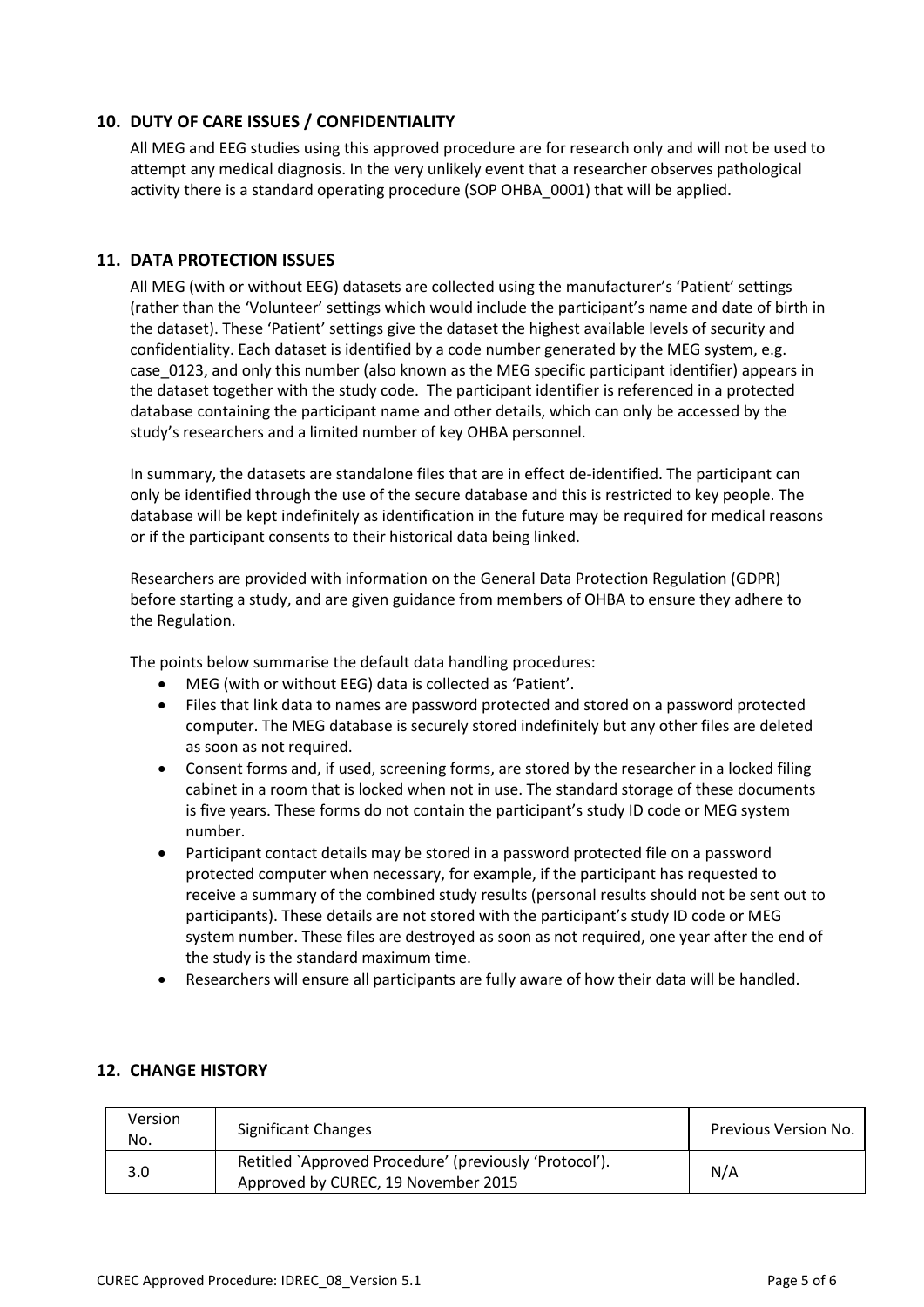## 10. DUTY OF CARE ISSUES / CONFIDENTIALITY

All MEG and EEG studies using this approved procedure are for research only and will not be used to attempt any medical diagnosis. In the very unlikely event that a researcher observes pathological activity there is a standard operating procedure (SOP OHBA_0001) that will be applied.

## 11. DATA PROTECTION ISSUES

All MEG (with or without EEG) datasets are collected using the manufacturer's 'Patient' settings (rather than the 'Volunteer' settings which would include the participant's name and date of birth in the dataset). These 'Patient' settings give the dataset the highest available levels of security and confidentiality. Each dataset is identified by a code number generated by the MEG system, e.g. case_0123, and only this number (also known as the MEG specific participant identifier) appears in the dataset together with the study code. The participant identifier is referenced in a protected database containing the participant name and other details, which can only be accessed by the study's researchers and a limited number of key OHBA personnel.

In summary, the datasets are standalone files that are in effect de-identified. The participant can only be identified through the use of the secure database and this is restricted to key people. The database will be kept indefinitely as identification in the future may be required for medical reasons or if the participant consents to their historical data being linked.

Researchers are provided with information on the General Data Protection Regulation (GDPR) before starting a study, and are given guidance from members of OHBA to ensure they adhere to the Regulation.

The points below summarise the default data handling procedures:

- MEG (with or without EEG) data is collected as 'Patient'.
- Files that link data to names are password protected and stored on a password protected computer. The MEG database is securely stored indefinitely but any other files are deleted as soon as not required.
- Consent forms and, if used, screening forms, are stored by the researcher in a locked filing cabinet in a room that is locked when not in use. The standard storage of these documents is five years. These forms do not contain the participant's study ID code or MEG system number.
- Participant contact details may be stored in a password protected file on a password protected computer when necessary, for example, if the participant has requested to receive a summary of the combined study results (personal results should not be sent out to participants). These details are not stored with the participant's study ID code or MEG system number. These files are destroyed as soon as not required, one year after the end of the study is the standard maximum time.
- Researchers will ensure all participants are fully aware of how their data will be handled.

## 12. CHANGE HISTORY

| Version No. | Significant Changes | Previous Version No. |
|---|---|---|
| 3.0 | Retitled `Approved Procedure' (previously 'Protocol'). Approved by CUREC, 19 November 2015 | N/A |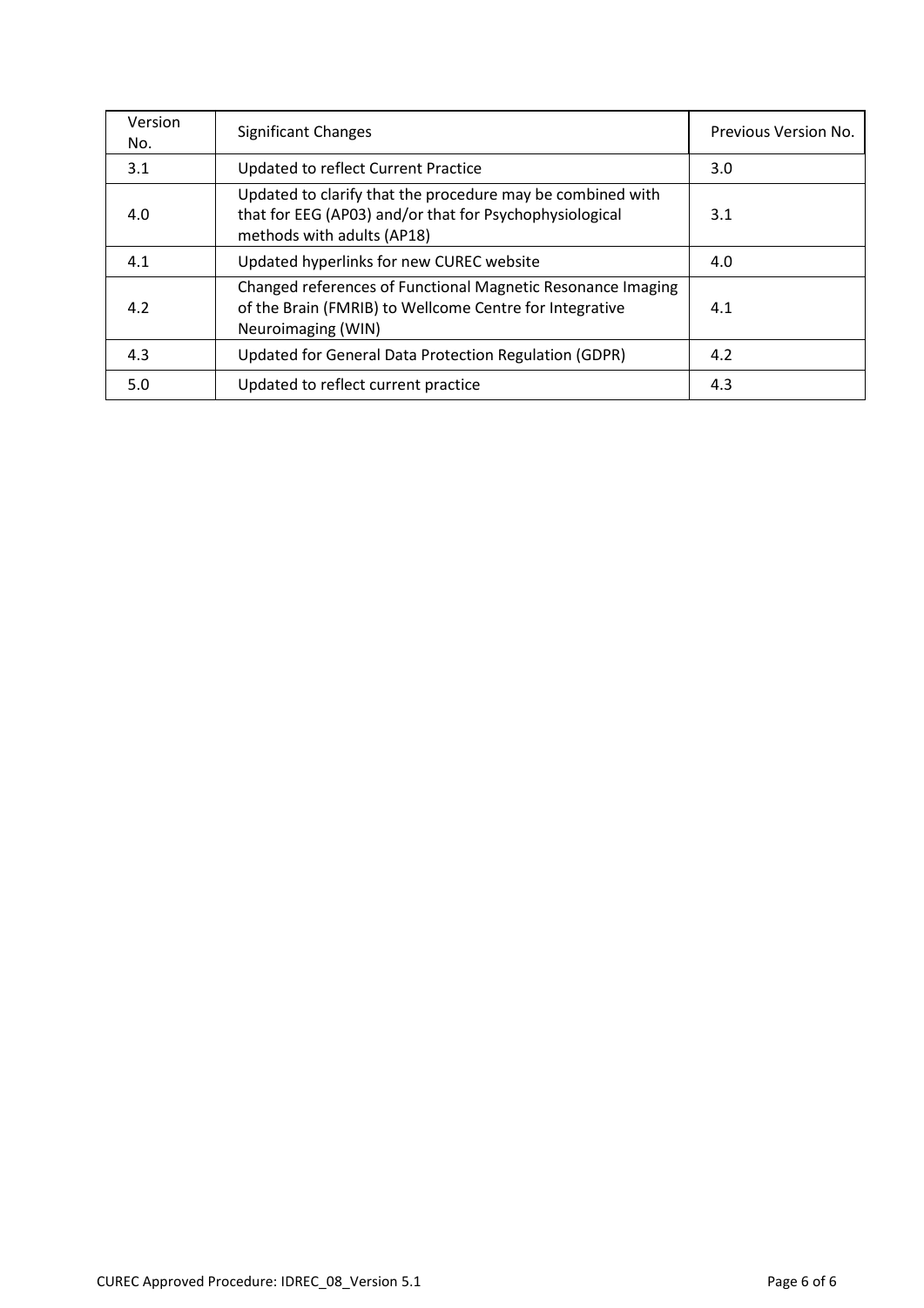| Version No. | Significant Changes | Previous Version No. |
| --- | --- | --- |
| 3.1 | Updated to reflect Current Practice | 3.0 |
| 4.0 | Updated to clarify that the procedure may be combined with that for EEG (AP03) and/or that for Psychophysiological methods with adults (AP18) | 3.1 |
| 4.1 | Updated hyperlinks for new CUREC website | 4.0 |
| 4.2 | Changed references of Functional Magnetic Resonance Imaging of the Brain (FMRIB) to Wellcome Centre for Integrative Neuroimaging (WIN) | 4.1 |
| 4.3 | Updated for General Data Protection Regulation (GDPR) | 4.2 |
| 5.0 | Updated to reflect current practice | 4.3 |